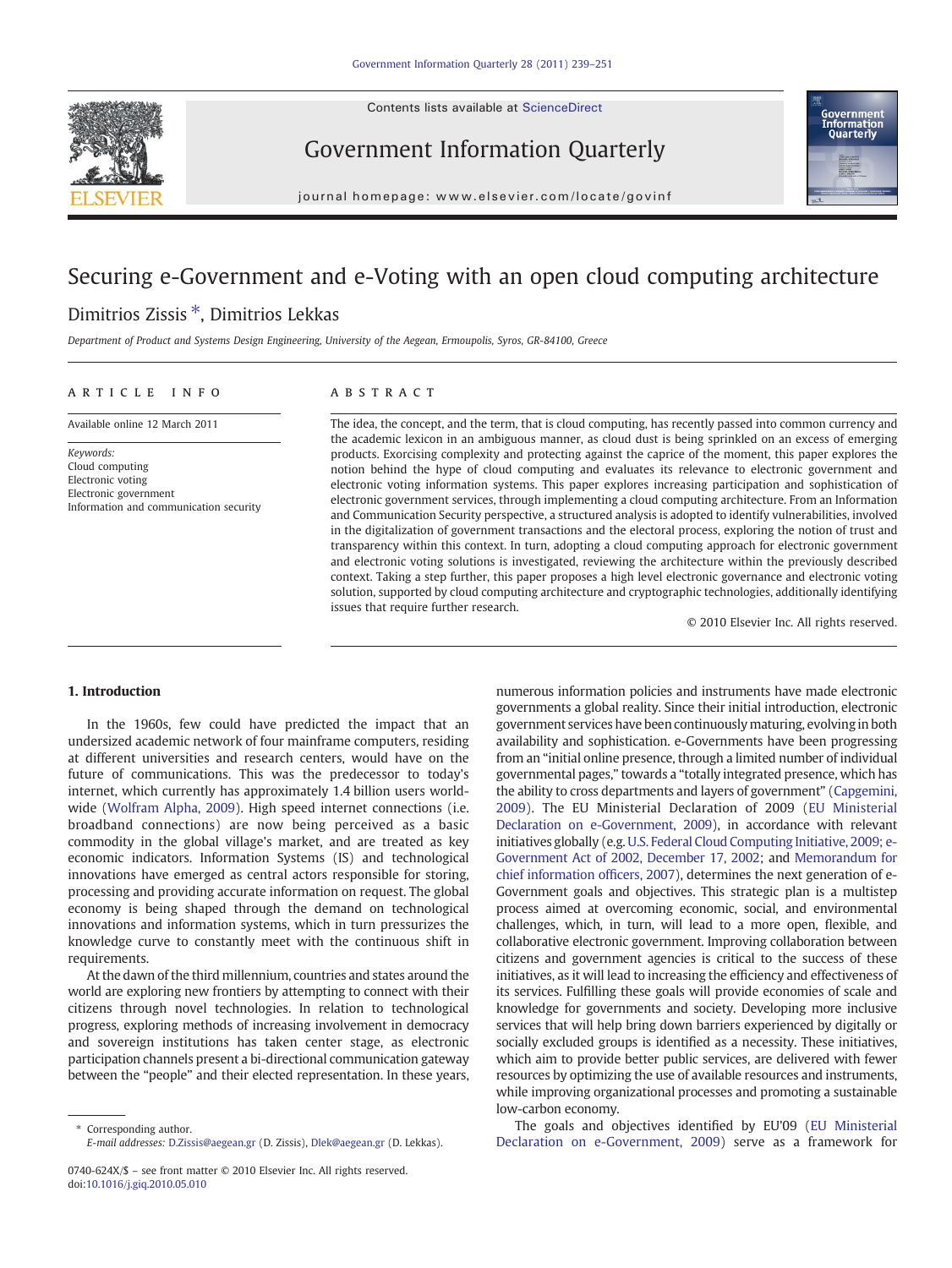# Securing e-Government and e-Voting with an open cloud computing architecture

Dimitrios Zissis *, Dimitrios Lekkas

*Department of Product and Systems Design Engineering, University of the Aegean, Ermoupolis, Syros, GR-84100, Greece*

**ARTICLE INFO**

Available online 12 March 2011

*Keywords:*
Cloud computing
Electronic voting
Electronic government
Information and communication security

**ABSTRACT**

The idea, the concept, and the term, that is cloud computing, has recently passed into common currency and the academic lexicon in an ambiguous manner, as cloud dust is being sprinkled on an excess of emerging products. Exorcising complexity and protecting against the caprice of the moment, this paper explores the notion behind the hype of cloud computing and evaluates its relevance to electronic government and electronic voting information systems. This paper explores increasing participation and sophistication of electronic government services, through implementing a cloud computing architecture. From an Information and Communication Security perspective, a structured analysis is adopted to identify vulnerabilities, involved in the digitalization of government transactions and the electoral process, exploring the notion of trust and transparency within this context. In turn, adopting a cloud computing approach for electronic government and electronic voting solutions is investigated, reviewing the architecture within the previously described context. Taking a step further, this paper proposes a high level electronic governance and electronic voting solution, supported by cloud computing architecture and cryptographic technologies, additionally identifying issues that require further research.

© 2010 Elsevier Inc. All rights reserved.

## 1. Introduction

In the 1960s, few could have predicted the impact that an undersized academic network of four mainframe computers, residing at different universities and research centers, would have on the future of communications. This was the predecessor to today's internet, which currently has approximately 1.4 billion users worldwide (Wolfram Alpha, 2009). High speed internet connections (i.e. broadband connections) are now being perceived as a basic commodity in the global village's market, and are treated as key economic indicators. Information Systems (IS) and technological innovations have emerged as central actors responsible for storing, processing and providing accurate information on request. The global economy is being shaped through the demand on technological innovations and information systems, which in turn pressurizes the knowledge curve to constantly meet with the continuous shift in requirements.

At the dawn of the third millennium, countries and states around the world are exploring new frontiers by attempting to connect with their citizens through novel technologies. In relation to technological progress, exploring methods of increasing involvement in democracy and sovereign institutions has taken center stage, as electronic participation channels present a bi-directional communication gateway between the "people" and their elected representation. In these years, numerous information policies and instruments have made electronic governments a global reality. Since their initial introduction, electronic government services have been continuously maturing, evolving in both availability and sophistication. e-Governments have been progressing from an "initial online presence, through a limited number of individual governmental pages," towards a "totally integrated presence, which has the ability to cross departments and layers of government" (Capgemini, 2009). The EU Ministerial Declaration of 2009 (EU Ministerial Declaration on e-Government, 2009), in accordance with relevant initiatives globally (e.g. U.S. Federal Cloud Computing Initiative, 2009; e-Government Act of 2002, December 17, 2002; and Memorandum for chief information officers, 2007), determines the next generation of e-Government goals and objectives. This strategic plan is a multistep process aimed at overcoming economic, social, and environmental challenges, which, in turn, will lead to a more open, flexible, and collaborative electronic government. Improving collaboration between citizens and government agencies is critical to the success of these initiatives, as it will lead to increasing the efficiency and effectiveness of its services. Fulfilling these goals will provide economies of scale and knowledge for governments and society. Developing more inclusive services that will help bring down barriers experienced by digitally or socially excluded groups is identified as a necessity. These initiatives, which aim to provide better public services, are delivered with fewer resources by optimizing the use of available resources and instruments, while improving organizational processes and promoting a sustainable low-carbon economy.

The goals and objectives identified by EU'09 (EU Ministerial Declaration on e-Government, 2009) serve as a framework for

---

* Corresponding author.
*E-mail addresses:* D.Zissis@aegean.gr (D. Zissis), Dlek@aegean.gr (D. Lekkas).

0740-624X/$ – see front matter © 2010 Elsevier Inc. All rights reserved.
doi:10.1016/j.giq.2010.05.010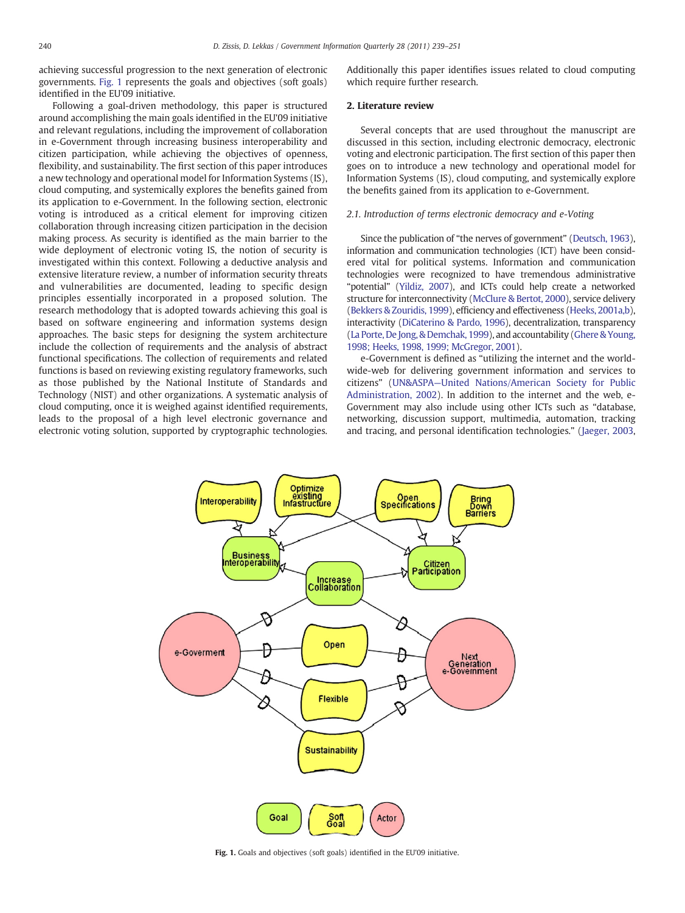achieving successful progression to the next generation of electronic governments. Fig. 1 represents the goals and objectives (soft goals) identified in the EU'09 initiative.

Following a goal-driven methodology, this paper is structured around accomplishing the main goals identified in the EU'09 initiative and relevant regulations, including the improvement of collaboration in e-Government through increasing business interoperability and citizen participation, while achieving the objectives of openness, flexibility, and sustainability. The first section of this paper introduces a new technology and operational model for Information Systems (IS), cloud computing, and systemically explores the benefits gained from its application to e-Government. In the following section, electronic voting is introduced as a critical element for improving citizen collaboration through increasing citizen participation in the decision making process. As security is identified as the main barrier to the wide deployment of electronic voting IS, the notion of security is investigated within this context. Following a deductive analysis and extensive literature review, a number of information security threats and vulnerabilities are documented, leading to specific design principles essentially incorporated in a proposed solution. The research methodology that is adopted towards achieving this goal is based on software engineering and information systems design approaches. The basic steps for designing the system architecture include the collection of requirements and the analysis of abstract functional specifications. The collection of requirements and related functions is based on reviewing existing regulatory frameworks, such as those published by the National Institute of Standards and Technology (NIST) and other organizations. A systematic analysis of cloud computing, once it is weighed against identified requirements, leads to the proposal of a high level electronic governance and electronic voting solution, supported by cryptographic technologies. Additionally this paper identifies issues related to cloud computing which require further research.

## 2. Literature review

Several concepts that are used throughout the manuscript are discussed in this section, including electronic democracy, electronic voting and electronic participation. The first section of this paper then goes on to introduce a new technology and operational model for Information Systems (IS), cloud computing, and systemically explore the benefits gained from its application to e-Government.

### 2.1. Introduction of terms electronic democracy and e-Voting

Since the publication of "the nerves of government" (Deutsch, 1963), information and communication technologies (ICT) have been considered vital for political systems. Information and communication technologies were recognized to have tremendous administrative "potential" (Yildiz, 2007), and ICTs could help create a networked structure for interconnectivity (McClure & Bertot, 2000), service delivery (Bekkers & Zouridis, 1999), efficiency and effectiveness (Heeks, 2001a,b), interactivity (DiCaterino & Pardo, 1996), decentralization, transparency (La Porte, De Jong, & Demchak, 1999), and accountability (Ghere & Young, 1998; Heeks, 1998, 1999; McGregor, 2001).

e-Government is defined as "utilizing the internet and the world-wide-web for delivering government information and services to citizens" (UN&ASPA—United Nations/American Society for Public Administration, 2002). In addition to the internet and the web, e-Government may also include using other ICTs such as "database, networking, discussion support, multimedia, automation, tracking and tracing, and personal identification technologies." (Jaeger, 2003,

**Fig. 1.** Goals and objectives (soft goals) identified in the EU'09 initiative.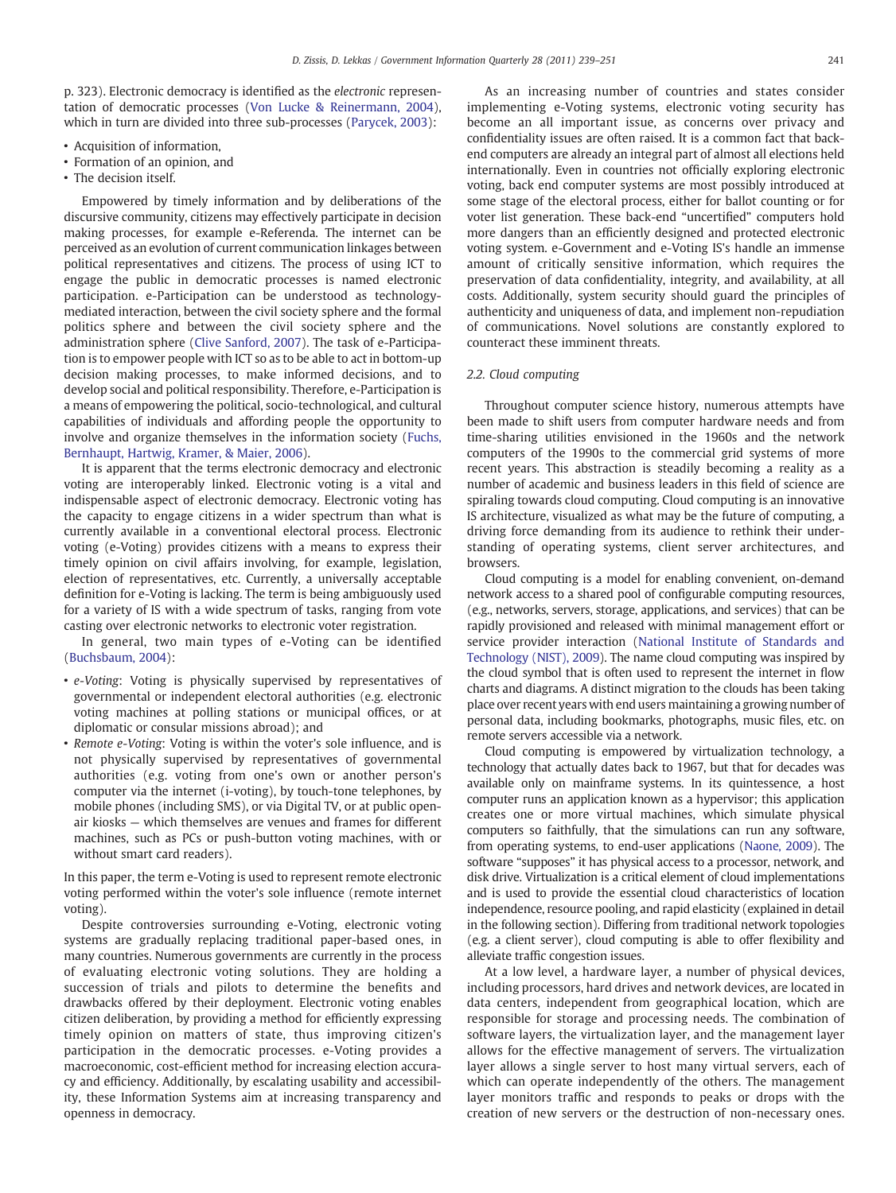p. 323). Electronic democracy is identified as the *electronic* representation of democratic processes (Von Lucke & Reinermann, 2004), which in turn are divided into three sub-processes (Parycek, 2003):

- Acquisition of information,
- Formation of an opinion, and
- The decision itself.

Empowered by timely information and by deliberations of the discursive community, citizens may effectively participate in decision making processes, for example e-Referenda. The internet can be perceived as an evolution of current communication linkages between political representatives and citizens. The process of using ICT to engage the public in democratic processes is named electronic participation. e-Participation can be understood as technology-mediated interaction, between the civil society sphere and the formal politics sphere and between the civil society sphere and the administration sphere (Clive Sanford, 2007). The task of e-Participation is to empower people with ICT so as to be able to act in bottom-up decision making processes, to make informed decisions, and to develop social and political responsibility. Therefore, e-Participation is a means of empowering the political, socio-technological, and cultural capabilities of individuals and affording people the opportunity to involve and organize themselves in the information society (Fuchs, Bernhaupt, Hartwig, Kramer, & Maier, 2006).

It is apparent that the terms electronic democracy and electronic voting are interoperably linked. Electronic voting is a vital and indispensable aspect of electronic democracy. Electronic voting has the capacity to engage citizens in a wider spectrum than what is currently available in a conventional electoral process. Electronic voting (e-Voting) provides citizens with a means to express their timely opinion on civil affairs involving, for example, legislation, election of representatives, etc. Currently, a universally acceptable definition for e-Voting is lacking. The term is being ambiguously used for a variety of IS with a wide spectrum of tasks, ranging from vote casting over electronic networks to electronic voter registration.

In general, two main types of e-Voting can be identified (Buchsbaum, 2004):

- *e-Voting*: Voting is physically supervised by representatives of governmental or independent electoral authorities (e.g. electronic voting machines at polling stations or municipal offices, or at diplomatic or consular missions abroad); and
- *Remote e-Voting*: Voting is within the voter's sole influence, and is not physically supervised by representatives of governmental authorities (e.g. voting from one's own or another person's computer via the internet (i-voting), by touch-tone telephones, by mobile phones (including SMS), or via Digital TV, or at public open-air kiosks — which themselves are venues and frames for different machines, such as PCs or push-button voting machines, with or without smart card readers).

In this paper, the term e-Voting is used to represent remote electronic voting performed within the voter's sole influence (remote internet voting).

Despite controversies surrounding e-Voting, electronic voting systems are gradually replacing traditional paper-based ones, in many countries. Numerous governments are currently in the process of evaluating electronic voting solutions. They are holding a succession of trials and pilots to determine the benefits and drawbacks offered by their deployment. Electronic voting enables citizen deliberation, by providing a method for efficiently expressing timely opinion on matters of state, thus improving citizen's participation in the democratic processes. e-Voting provides a macroeconomic, cost-efficient method for increasing election accuracy and efficiency. Additionally, by escalating usability and accessibility, these Information Systems aim at increasing transparency and openness in democracy.

As an increasing number of countries and states consider implementing e-Voting systems, electronic voting security has become an all important issue, as concerns over privacy and confidentiality issues are often raised. It is a common fact that back-end computers are already an integral part of almost all elections held internationally. Even in countries not officially exploring electronic voting, back end computer systems are most possibly introduced at some stage of the electoral process, either for ballot counting or for voter list generation. These back-end "uncertified" computers hold more dangers than an efficiently designed and protected electronic voting system. e-Government and e-Voting IS's handle an immense amount of critically sensitive information, which requires the preservation of data confidentiality, integrity, and availability, at all costs. Additionally, system security should guard the principles of authenticity and uniqueness of data, and implement non-repudiation of communications. Novel solutions are constantly explored to counteract these imminent threats.

### 2.2. Cloud computing

Throughout computer science history, numerous attempts have been made to shift users from computer hardware needs and from time-sharing utilities envisioned in the 1960s and the network computers of the 1990s to the commercial grid systems of more recent years. This abstraction is steadily becoming a reality as a number of academic and business leaders in this field of science are spiraling towards cloud computing. Cloud computing is an innovative IS architecture, visualized as what may be the future of computing, a driving force demanding from its audience to rethink their understanding of operating systems, client server architectures, and browsers.

Cloud computing is a model for enabling convenient, on-demand network access to a shared pool of configurable computing resources, (e.g., networks, servers, storage, applications, and services) that can be rapidly provisioned and released with minimal management effort or service provider interaction (National Institute of Standards and Technology (NIST), 2009). The name cloud computing was inspired by the cloud symbol that is often used to represent the internet in flow charts and diagrams. A distinct migration to the clouds has been taking place over recent years with end users maintaining a growing number of personal data, including bookmarks, photographs, music files, etc. on remote servers accessible via a network.

Cloud computing is empowered by virtualization technology, a technology that actually dates back to 1967, but that for decades was available only on mainframe systems. In its quintessence, a host computer runs an application known as a hypervisor; this application creates one or more virtual machines, which simulate physical computers so faithfully, that the simulations can run any software, from operating systems, to end-user applications (Naone, 2009). The software "supposes" it has physical access to a processor, network, and disk drive. Virtualization is a critical element of cloud implementations and is used to provide the essential cloud characteristics of location independence, resource pooling, and rapid elasticity (explained in detail in the following section). Differing from traditional network topologies (e.g. a client server), cloud computing is able to offer flexibility and alleviate traffic congestion issues.

At a low level, a hardware layer, a number of physical devices, including processors, hard drives and network devices, are located in data centers, independent from geographical location, which are responsible for storage and processing needs. The combination of software layers, the virtualization layer, and the management layer allows for the effective management of servers. The virtualization layer allows a single server to host many virtual servers, each of which can operate independently of the others. The management layer monitors traffic and responds to peaks or drops with the creation of new servers or the destruction of non-necessary ones.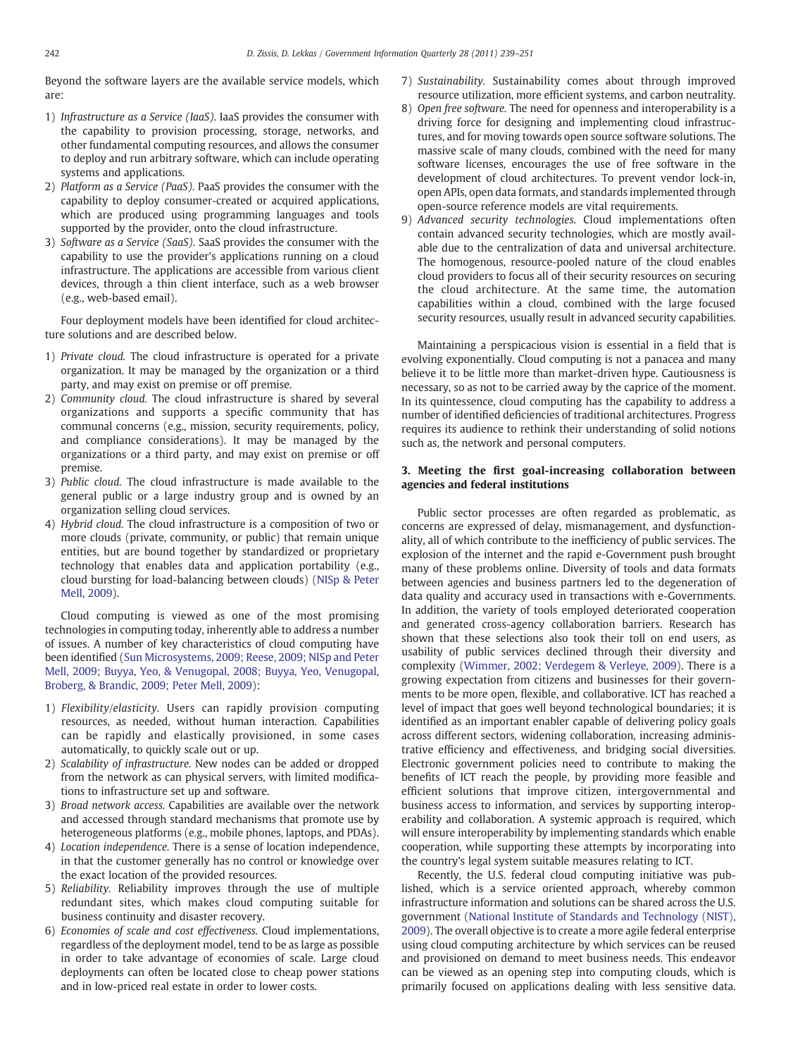Beyond the software layers are the available service models, which are:

1) *Infrastructure as a Service (IaaS)*. IaaS provides the consumer with the capability to provision processing, storage, networks, and other fundamental computing resources, and allows the consumer to deploy and run arbitrary software, which can include operating systems and applications.
2) *Platform as a Service (PaaS)*. PaaS provides the consumer with the capability to deploy consumer-created or acquired applications, which are produced using programming languages and tools supported by the provider, onto the cloud infrastructure.
3) *Software as a Service (SaaS)*. SaaS provides the consumer with the capability to use the provider's applications running on a cloud infrastructure. The applications are accessible from various client devices, through a thin client interface, such as a web browser (e.g., web-based email).

Four deployment models have been identified for cloud architecture solutions and are described below.

1) *Private cloud*. The cloud infrastructure is operated for a private organization. It may be managed by the organization or a third party, and may exist on premise or off premise.
2) *Community cloud*. The cloud infrastructure is shared by several organizations and supports a specific community that has communal concerns (e.g., mission, security requirements, policy, and compliance considerations). It may be managed by the organizations or a third party, and may exist on premise or off premise.
3) *Public cloud*. The cloud infrastructure is made available to the general public or a large industry group and is owned by an organization selling cloud services.
4) *Hybrid cloud*. The cloud infrastructure is a composition of two or more clouds (private, community, or public) that remain unique entities, but are bound together by standardized or proprietary technology that enables data and application portability (e.g., cloud bursting for load-balancing between clouds) (NISp & Peter Mell, 2009).

Cloud computing is viewed as one of the most promising technologies in computing today, inherently able to address a number of issues. A number of key characteristics of cloud computing have been identified (Sun Microsystems, 2009; Reese, 2009; NISp and Peter Mell, 2009; Buyya, Yeo, & Venugopal, 2008; Buyya, Yeo, Venugopal, Broberg, & Brandic, 2009; Peter Mell, 2009):

1) *Flexibility/elasticity*. Users can rapidly provision computing resources, as needed, without human interaction. Capabilities can be rapidly and elastically provisioned, in some cases automatically, to quickly scale out or up.
2) *Scalability of infrastructure*. New nodes can be added or dropped from the network as can physical servers, with limited modifications to infrastructure set up and software.
3) *Broad network access*. Capabilities are available over the network and accessed through standard mechanisms that promote use by heterogeneous platforms (e.g., mobile phones, laptops, and PDAs).
4) *Location independence*. There is a sense of location independence, in that the customer generally has no control or knowledge over the exact location of the provided resources.
5) *Reliability*. Reliability improves through the use of multiple redundant sites, which makes cloud computing suitable for business continuity and disaster recovery.
6) *Economies of scale and cost effectiveness*. Cloud implementations, regardless of the deployment model, tend to be as large as possible in order to take advantage of economies of scale. Large cloud deployments can often be located close to cheap power stations and in low-priced real estate in order to lower costs.
7) *Sustainability*. Sustainability comes about through improved resource utilization, more efficient systems, and carbon neutrality.
8) *Open free software*. The need for openness and interoperability is a driving force for designing and implementing cloud infrastructures, and for moving towards open source software solutions. The massive scale of many clouds, combined with the need for many software licenses, encourages the use of free software in the development of cloud architectures. To prevent vendor lock-in, open APIs, open data formats, and standards implemented through open-source reference models are vital requirements.
9) *Advanced security technologies*. Cloud implementations often contain advanced security technologies, which are mostly available due to the centralization of data and universal architecture. The homogenous, resource-pooled nature of the cloud enables cloud providers to focus all of their security resources on securing the cloud architecture. At the same time, the automation capabilities within a cloud, combined with the large focused security resources, usually result in advanced security capabilities.

Maintaining a perspicacious vision is essential in a field that is evolving exponentially. Cloud computing is not a panacea and many believe it to be little more than market-driven hype. Cautiousness is necessary, so as not to be carried away by the caprice of the moment. In its quintessence, cloud computing has the capability to address a number of identified deficiencies of traditional architectures. Progress requires its audience to rethink their understanding of solid notions such as, the network and personal computers.

## 3. Meeting the first goal-increasing collaboration between agencies and federal institutions

Public sector processes are often regarded as problematic, as concerns are expressed of delay, mismanagement, and dysfunctionality, all of which contribute to the inefficiency of public services. The explosion of the internet and the rapid e-Government push brought many of these problems online. Diversity of tools and data formats between agencies and business partners led to the degeneration of data quality and accuracy used in transactions with e-Governments. In addition, the variety of tools employed deteriorated cooperation and generated cross-agency collaboration barriers. Research has shown that these selections also took their toll on end users, as usability of public services declined through their diversity and complexity (Wimmer, 2002; Verdegem & Verleye, 2009). There is a growing expectation from citizens and businesses for their governments to be more open, flexible, and collaborative. ICT has reached a level of impact that goes well beyond technological boundaries; it is identified as an important enabler capable of delivering policy goals across different sectors, widening collaboration, increasing administrative efficiency and effectiveness, and bridging social diversities. Electronic government policies need to contribute to making the benefits of ICT reach the people, by providing more feasible and efficient solutions that improve citizen, intergovernmental and business access to information, and services by supporting interoperability and collaboration. A systemic approach is required, which will ensure interoperability by implementing standards which enable cooperation, while supporting these attempts by incorporating into the country's legal system suitable measures relating to ICT.

Recently, the U.S. federal cloud computing initiative was published, which is a service oriented approach, whereby common infrastructure information and solutions can be shared across the U.S. government (National Institute of Standards and Technology (NIST), 2009). The overall objective is to create a more agile federal enterprise using cloud computing architecture by which services can be reused and provisioned on demand to meet business needs. This endeavor can be viewed as an opening step into computing clouds, which is primarily focused on applications dealing with less sensitive data.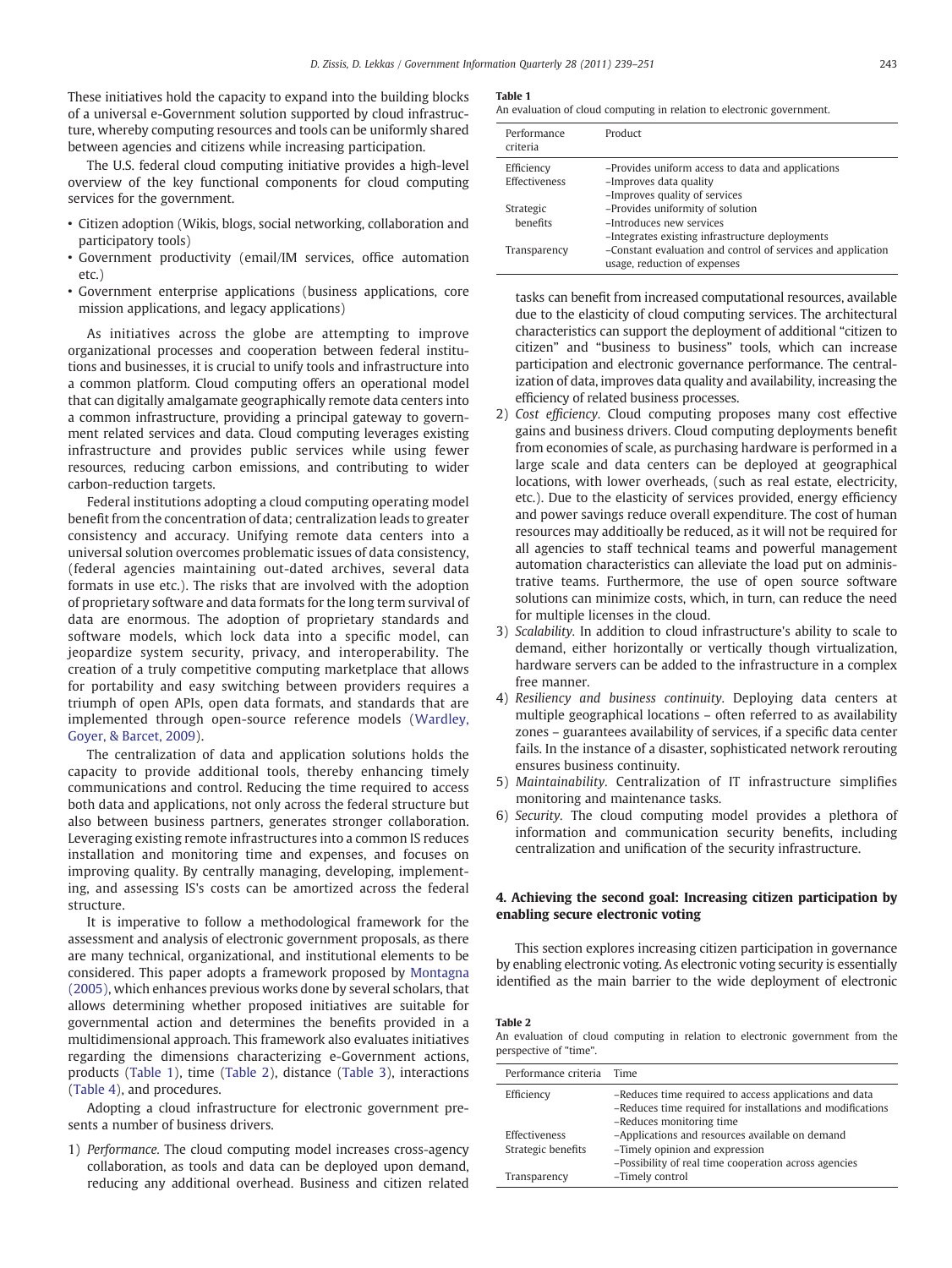These initiatives hold the capacity to expand into the building blocks of a universal e-Government solution supported by cloud infrastructure, whereby computing resources and tools can be uniformly shared between agencies and citizens while increasing participation.

The U.S. federal cloud computing initiative provides a high-level overview of the key functional components for cloud computing services for the government.

- Citizen adoption (Wikis, blogs, social networking, collaboration and participatory tools)
- Government productivity (email/IM services, office automation etc.)
- Government enterprise applications (business applications, core mission applications, and legacy applications)

As initiatives across the globe are attempting to improve organizational processes and cooperation between federal institutions and businesses, it is crucial to unify tools and infrastructure into a common platform. Cloud computing offers an operational model that can digitally amalgamate geographically remote data centers into a common infrastructure, providing a principal gateway to government related services and data. Cloud computing leverages existing infrastructure and provides public services while using fewer resources, reducing carbon emissions, and contributing to wider carbon-reduction targets.

Federal institutions adopting a cloud computing operating model benefit from the concentration of data; centralization leads to greater consistency and accuracy. Unifying remote data centers into a universal solution overcomes problematic issues of data consistency, (federal agencies maintaining out-dated archives, several data formats in use etc.). The risks that are involved with the adoption of proprietary software and data formats for the long term survival of data are enormous. The adoption of proprietary standards and software models, which lock data into a specific model, can jeopardize system security, privacy, and interoperability. The creation of a truly competitive computing marketplace that allows for portability and easy switching between providers requires a triumph of open APIs, open data formats, and standards that are implemented through open-source reference models (Wardley, Goyer, & Barcet, 2009).

The centralization of data and application solutions holds the capacity to provide additional tools, thereby enhancing timely communications and control. Reducing the time required to access both data and applications, not only across the federal structure but also between business partners, generates stronger collaboration. Leveraging existing remote infrastructures into a common IS reduces installation and monitoring time and expenses, and focuses on improving quality. By centrally managing, developing, implementing, and assessing IS's costs can be amortized across the federal structure.

It is imperative to follow a methodological framework for the assessment and analysis of electronic government proposals, as there are many technical, organizational, and institutional elements to be considered. This paper adopts a framework proposed by Montagna (2005), which enhances previous works done by several scholars, that allows determining whether proposed initiatives are suitable for governmental action and determines the benefits provided in a multidimensional approach. This framework also evaluates initiatives regarding the dimensions characterizing e-Government actions, products (Table 1), time (Table 2), distance (Table 3), interactions (Table 4), and procedures.

Adopting a cloud infrastructure for electronic government presents a number of business drivers.

1) *Performance*. The cloud computing model increases cross-agency collaboration, as tools and data can be deployed upon demand, reducing any additional overhead. Business and citizen related tasks can benefit from increased computational resources, available due to the elasticity of cloud computing services. The architectural characteristics can support the deployment of additional "citizen to citizen" and "business to business" tools, which can increase participation and electronic governance performance. The centralization of data, improves data quality and availability, increasing the efficiency of related business processes.
2) *Cost efficiency*. Cloud computing proposes many cost effective gains and business drivers. Cloud computing deployments benefit from economies of scale, as purchasing hardware is performed in a large scale and data centers can be deployed at geographical locations, with lower overheads, (such as real estate, electricity, etc.). Due to the elasticity of services provided, energy efficiency and power savings reduce overall expenditure. The cost of human resources may additioally be reduced, as it will not be required for all agencies to staff technical teams and powerful management automation characteristics can alleviate the load put on administrative teams. Furthermore, the use of open source software solutions can minimize costs, which, in turn, can reduce the need for multiple licenses in the cloud.
3) *Scalability*. In addition to cloud infrastructure's ability to scale to demand, either horizontally or vertically though virtualization, hardware servers can be added to the infrastructure in a complex free manner.
4) *Resiliency and business continuity*. Deploying data centers at multiple geographical locations – often referred to as availability zones – guarantees availability of services, if a specific data center fails. In the instance of a disaster, sophisticated network rerouting ensures business continuity.
5) *Maintainability*. Centralization of IT infrastructure simplifies monitoring and maintenance tasks.
6) *Security*. The cloud computing model provides a plethora of information and communication security benefits, including centralization and unification of the security infrastructure.

**Table 1**
An evaluation of cloud computing in relation to electronic government.

| Performance criteria | Product |
|---|---|
| Efficiency | –Provides uniform access to data and applications |
| Effectiveness | –Improves data quality<br>–Improves quality of services |
| Strategic benefits | –Provides uniformity of solution<br>–Introduces new services<br>–Integrates existing infrastructure deployments |
| Transparency | –Constant evaluation and control of services and application usage, reduction of expenses |

## 4. Achieving the second goal: Increasing citizen participation by enabling secure electronic voting

This section explores increasing citizen participation in governance by enabling electronic voting. As electronic voting security is essentially identified as the main barrier to the wide deployment of electronic

**Table 2**
An evaluation of cloud computing in relation to electronic government from the perspective of "time".

| Performance criteria | Time |
|---|---|
| Efficiency | –Reduces time required to access applications and data<br>–Reduces time required for installations and modifications<br>–Reduces monitoring time |
| Effectiveness | –Applications and resources available on demand |
| Strategic benefits | –Timely opinion and expression<br>–Possibility of real time cooperation across agencies |
| Transparency | –Timely control |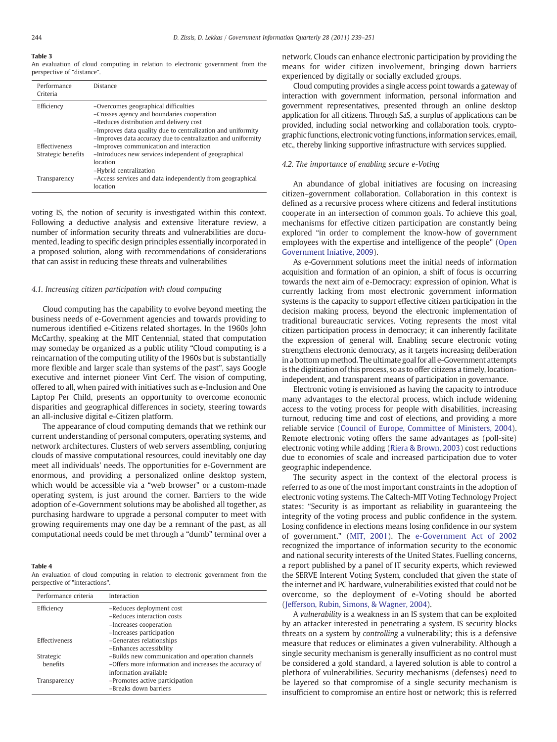**Table 3**
An evaluation of cloud computing in relation to electronic government from the perspective of "distance".

| Performance Criteria | Distance |
|---|---|
| Efficiency | –Overcomes geographical difficulties<br>–Crosses agency and boundaries cooperation<br>–Reduces distribution and delivery cost<br>–Improves data quality due to centralization and uniformity<br>–Improves data accuracy due to centralization and uniformity |
| Effectiveness | –Improves communication and interaction |
| Strategic benefits | –Introduces new services independent of geographical location<br>–Hybrid centralization |
| Transparency | –Access services and data independently from geographical location |

voting IS, the notion of security is investigated within this context. Following a deductive analysis and extensive literature review, a number of information security threats and vulnerabilities are documented, leading to specific design principles essentially incorporated in a proposed solution, along with recommendations of considerations that can assist in reducing these threats and vulnerabilities

### 4.1. Increasing citizen participation with cloud computing

Cloud computing has the capability to evolve beyond meeting the business needs of e-Government agencies and towards providing to numerous identified e-Citizens related shortages. In the 1960s John McCarthy, speaking at the MIT Centennial, stated that computation may someday be organized as a public utility "Cloud computing is a reincarnation of the computing utility of the 1960s but is substantially more flexible and larger scale than systems of the past", says Google executive and internet pioneer Vint Cerf. The vision of computing, offered to all, when paired with initiatives such as e-Inclusion and One Laptop Per Child, presents an opportunity to overcome economic disparities and geographical differences in society, steering towards an all-inclusive digital e-Citizen platform.

The appearance of cloud computing demands that we rethink our current understanding of personal computers, operating systems, and network architectures. Clusters of web servers assembling, conjuring clouds of massive computational resources, could inevitably one day meet all individuals' needs. The opportunities for e-Government are enormous, and providing a personalized online desktop system, which would be accessible via a "web browser" or a custom-made operating system, is just around the corner. Barriers to the wide adoption of e-Government solutions may be abolished all together, as purchasing hardware to upgrade a personal computer to meet with growing requirements may one day be a remnant of the past, as all computational needs could be met through a "dumb" terminal over a network. Clouds can enhance electronic participation by providing the means for wider citizen involvement, bringing down barriers experienced by digitally or socially excluded groups.

Cloud computing provides a single access point towards a gateway of interaction with government information, personal information and government representatives, presented through an online desktop application for all citizens. Through SaS, a surplus of applications can be provided, including social networking and collaboration tools, cryptographic functions, electronic voting functions, information services, email, etc., thereby linking supportive infrastructure with services supplied.

### 4.2. The importance of enabling secure e-Voting

An abundance of global initiatives are focusing on increasing citizen–government collaboration. Collaboration in this context is defined as a recursive process where citizens and federal institutions cooperate in an intersection of common goals. To achieve this goal, mechanisms for effective citizen participation are constantly being explored "in order to complement the know-how of government employees with the expertise and intelligence of the people" (Open Government Iniative, 2009).

As e-Government solutions meet the initial needs of information acquisition and formation of an opinion, a shift of focus is occurring towards the next aim of e-Democracy: expression of opinion. What is currently lacking from most electronic government information systems is the capacity to support effective citizen participation in the decision making process, beyond the electronic implementation of traditional bureaucratic services. Voting represents the most vital citizen participation process in democracy; it can inherently facilitate the expression of general will. Enabling secure electronic voting strengthens electronic democracy, as it targets increasing deliberation in a bottom up method. The ultimate goal for all e-Government attempts is the digitization of this process, so as to offer citizens a timely, location-independent, and transparent means of participation in governance.

Electronic voting is envisioned as having the capacity to introduce many advantages to the electoral process, which include widening access to the voting process for people with disabilities, increasing turnout, reducing time and cost of elections, and providing a more reliable service (Council of Europe, Committee of Ministers, 2004). Remote electronic voting offers the same advantages as (poll-site) electronic voting while adding (Riera & Brown, 2003) cost reductions due to economies of scale and increased participation due to voter geographic independence.

The security aspect in the context of the electoral process is referred to as one of the most important constraints in the adoption of electronic voting systems. The Caltech-MIT Voting Technology Project states: "Security is as important as reliability in guaranteeing the integrity of the voting process and public confidence in the system. Losing confidence in elections means losing confidence in our system of government." (MIT, 2001). The e-Government Act of 2002 recognized the importance of information security to the economic and national security interests of the United States. Fuelling concerns, a report published by a panel of IT security experts, which reviewed the SERVE Interent Voting System, concluded that given the state of the internet and PC hardware, vulnerabilities existed that could not be overcome, so the deployment of e-Voting should be aborted (Jefferson, Rubin, Simons, & Wagner, 2004).

A *vulnerability* is a weakness in an IS system that can be exploited by an attacker interested in penetrating a system. IS security blocks threats on a system by *controlling* a vulnerability; this is a defensive measure that reduces or eliminates a given vulnerability. Although a single security mechanism is generally insufficient as no control must be considered a gold standard, a layered solution is able to control a plethora of vulnerabilities. Security mechanisms (defenses) need to be layered so that compromise of a single security mechanism is insufficient to compromise an entire host or network; this is referred

**Table 4**
An evaluation of cloud computing in relation to electronic government from the perspective of "interactions".

| Performance criteria | Interaction |
|---|---|
| Efficiency | –Reduces deployment cost<br>–Reduces interaction costs<br>–Increases cooperation<br>–Increases participation |
| Effectiveness | –Generates relationships<br>–Enhances accessibility |
| Strategic benefits | –Builds new communication and operation channels<br>–Offers more information and increases the accuracy of information available |
| Transparency | –Promotes active participation<br>–Breaks down barriers |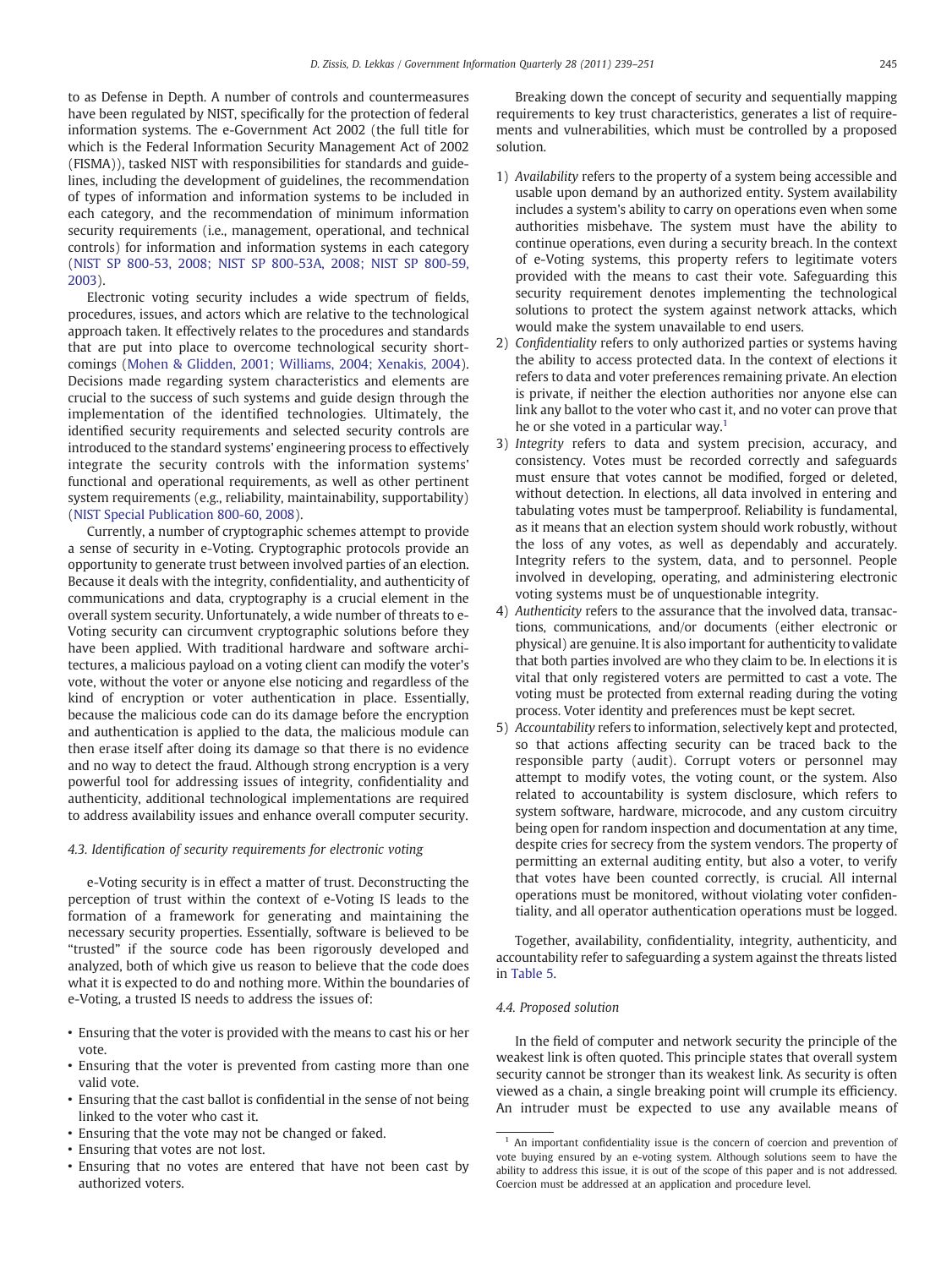to as Defense in Depth. A number of controls and countermeasures have been regulated by NIST, specifically for the protection of federal information systems. The e-Government Act 2002 (the full title for which is the Federal Information Security Management Act of 2002 (FISMA)), tasked NIST with responsibilities for standards and guidelines, including the development of guidelines, the recommendation of types of information and information systems to be included in each category, and the recommendation of minimum information security requirements (i.e., management, operational, and technical controls) for information and information systems in each category (NIST SP 800-53, 2008; NIST SP 800-53A, 2008; NIST SP 800-59, 2003).

Electronic voting security includes a wide spectrum of fields, procedures, issues, and actors which are relative to the technological approach taken. It effectively relates to the procedures and standards that are put into place to overcome technological security shortcomings (Mohen & Glidden, 2001; Williams, 2004; Xenakis, 2004). Decisions made regarding system characteristics and elements are crucial to the success of such systems and guide design through the implementation of the identified technologies. Ultimately, the identified security requirements and selected security controls are introduced to the standard systems' engineering process to effectively integrate the security controls with the information systems' functional and operational requirements, as well as other pertinent system requirements (e.g., reliability, maintainability, supportability) (NIST Special Publication 800-60, 2008).

Currently, a number of cryptographic schemes attempt to provide a sense of security in e-Voting. Cryptographic protocols provide an opportunity to generate trust between involved parties of an election. Because it deals with the integrity, confidentiality, and authenticity of communications and data, cryptography is a crucial element in the overall system security. Unfortunately, a wide number of threats to e-Voting security can circumvent cryptographic solutions before they have been applied. With traditional hardware and software architectures, a malicious payload on a voting client can modify the voter's vote, without the voter or anyone else noticing and regardless of the kind of encryption or voter authentication in place. Essentially, because the malicious code can do its damage before the encryption and authentication is applied to the data, the malicious module can then erase itself after doing its damage so that there is no evidence and no way to detect the fraud. Although strong encryption is a very powerful tool for addressing issues of integrity, confidentiality and authenticity, additional technological implementations are required to address availability issues and enhance overall computer security.

### 4.3. Identification of security requirements for electronic voting

e-Voting security is in effect a matter of trust. Deconstructing the perception of trust within the context of e-Voting IS leads to the formation of a framework for generating and maintaining the necessary security properties. Essentially, software is believed to be "trusted" if the source code has been rigorously developed and analyzed, both of which give us reason to believe that the code does what it is expected to do and nothing more. Within the boundaries of e-Voting, a trusted IS needs to address the issues of:

- Ensuring that the voter is provided with the means to cast his or her vote.
- Ensuring that the voter is prevented from casting more than one valid vote.
- Ensuring that the cast ballot is confidential in the sense of not being linked to the voter who cast it.
- Ensuring that the vote may not be changed or faked.
- Ensuring that votes are not lost.
- Ensuring that no votes are entered that have not been cast by authorized voters.

Breaking down the concept of security and sequentially mapping requirements to key trust characteristics, generates a list of requirements and vulnerabilities, which must be controlled by a proposed solution.

1) *Availability* refers to the property of a system being accessible and usable upon demand by an authorized entity. System availability includes a system's ability to carry on operations even when some authorities misbehave. The system must have the ability to continue operations, even during a security breach. In the context of e-Voting systems, this property refers to legitimate voters provided with the means to cast their vote. Safeguarding this security requirement denotes implementing the technological solutions to protect the system against network attacks, which would make the system unavailable to end users.
2) *Confidentiality* refers to only authorized parties or systems having the ability to access protected data. In the context of elections it refers to data and voter preferences remaining private. An election is private, if neither the election authorities nor anyone else can link any ballot to the voter who cast it, and no voter can prove that he or she voted in a particular way.[1]
3) *Integrity* refers to data and system precision, accuracy, and consistency. Votes must be recorded correctly and safeguards must ensure that votes cannot be modified, forged or deleted, without detection. In elections, all data involved in entering and tabulating votes must be tamperproof. Reliability is fundamental, as it means that an election system should work robustly, without the loss of any votes, as well as dependably and accurately. Integrity refers to the system, data, and to personnel. People involved in developing, operating, and administering electronic voting systems must be of unquestionable integrity.
4) *Authenticity* refers to the assurance that the involved data, transactions, communications, and/or documents (either electronic or physical) are genuine. It is also important for authenticity to validate that both parties involved are who they claim to be. In elections it is vital that only registered voters are permitted to cast a vote. The voting must be protected from external reading during the voting process. Voter identity and preferences must be kept secret.
5) *Accountability* refers to information, selectively kept and protected, so that actions affecting security can be traced back to the responsible party (audit). Corrupt voters or personnel may attempt to modify votes, the voting count, or the system. Also related to accountability is system disclosure, which refers to system software, hardware, microcode, and any custom circuitry being open for random inspection and documentation at any time, despite cries for secrecy from the system vendors. The property of permitting an external auditing entity, but also a voter, to verify that votes have been counted correctly, is crucial. All internal operations must be monitored, without violating voter confidentiality, and all operator authentication operations must be logged.

Together, availability, confidentiality, integrity, authenticity, and accountability refer to safeguarding a system against the threats listed in Table 5.

### 4.4. Proposed solution

In the field of computer and network security the principle of the weakest link is often quoted. This principle states that overall system security cannot be stronger than its weakest link. As security is often viewed as a chain, a single breaking point will crumple its efficiency. An intruder must be expected to use any available means of

[1] An important confidentiality issue is the concern of coercion and prevention of vote buying ensured by an e-voting system. Although solutions seem to have the ability to address this issue, it is out of the scope of this paper and is not addressed. Coercion must be addressed at an application and procedure level.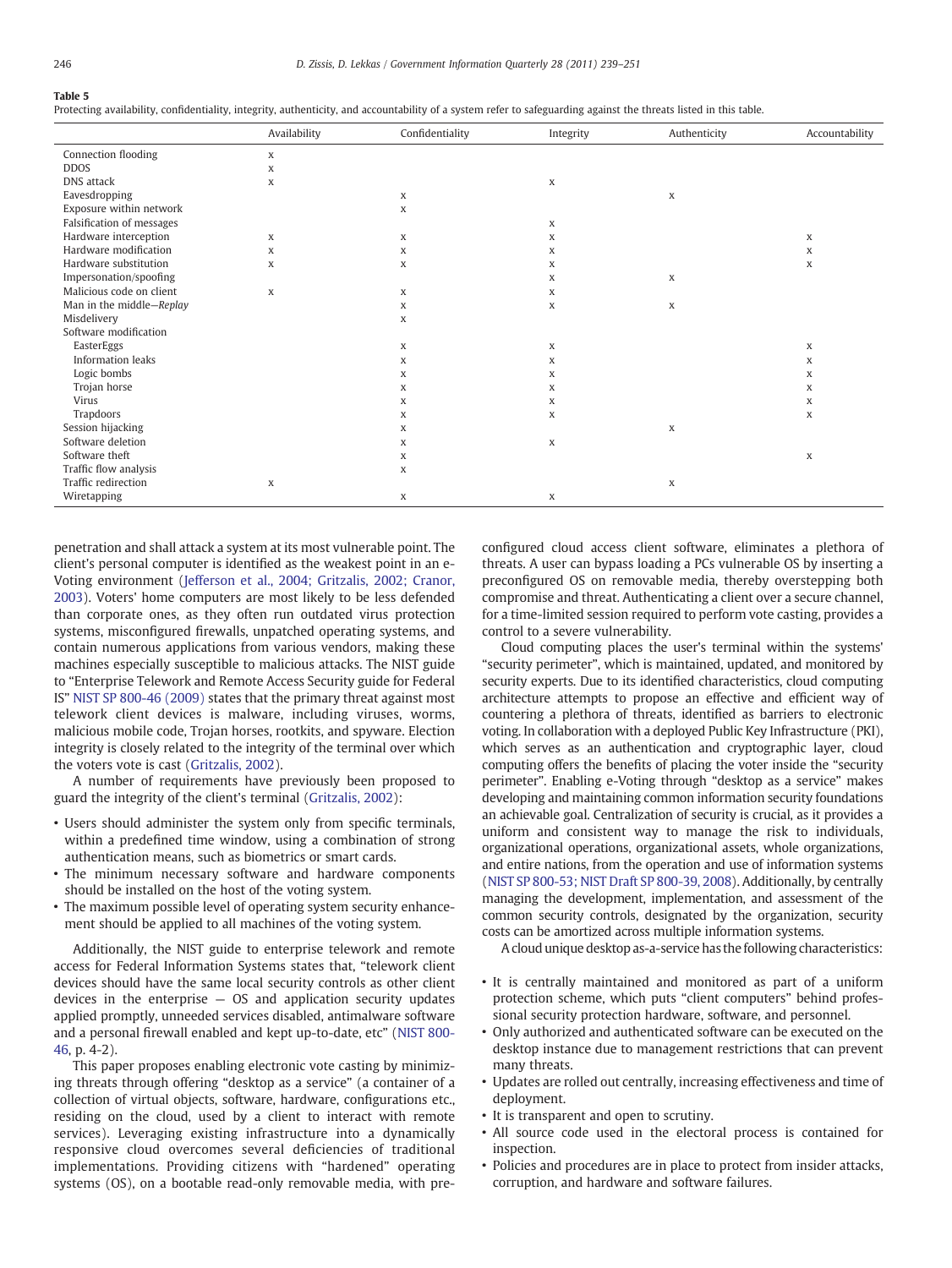**Table 5**

Protecting availability, confidentiality, integrity, authenticity, and accountability of a system refer to safeguarding against the threats listed in this table.

| | Availability | Confidentiality | Integrity | Authenticity | Accountability |
|---|---|---|---|---|---|
| Connection flooding | x | | | | |
| DDOS | x | | | | |
| DNS attack | x | | x | | |
| Eavesdropping | | x | | x | |
| Exposure within network | | x | | | |
| Falsification of messages | | | x | | |
| Hardware interception | x | x | x | | x |
| Hardware modification | x | x | x | | x |
| Hardware substitution | x | x | x | | x |
| Impersonation/spoofing | | | x | x | |
| Malicious code on client | x | x | x | | |
| Man in the middle—*Replay* | | x | x | x | |
| Misdelivery | | x | | | |
| Software modification | | | | | |
| EasterEggs | | x | x | | x |
| Information leaks | | x | x | | x |
| Logic bombs | | x | x | | x |
| Trojan horse | | x | x | | x |
| Virus | | x | x | | x |
| Trapdoors | | x | x | | x |
| Session hijacking | | x | | x | |
| Software deletion | | x | x | | |
| Software theft | | x | | | x |
| Traffic flow analysis | | x | | | |
| Traffic redirection | x | | | x | |
| Wiretapping | | x | x | | |

penetration and shall attack a system at its most vulnerable point. The client's personal computer is identified as the weakest point in an e-Voting environment (Jefferson et al., 2004; Gritzalis, 2002; Cranor, 2003). Voters' home computers are most likely to be less defended than corporate ones, as they often run outdated virus protection systems, misconfigured firewalls, unpatched operating systems, and contain numerous applications from various vendors, making these machines especially susceptible to malicious attacks. The NIST guide to "Enterprise Telework and Remote Access Security guide for Federal IS" NIST SP 800-46 (2009) states that the primary threat against most telework client devices is malware, including viruses, worms, malicious mobile code, Trojan horses, rootkits, and spyware. Election integrity is closely related to the integrity of the terminal over which the voters vote is cast (Gritzalis, 2002).

A number of requirements have previously been proposed to guard the integrity of the client's terminal (Gritzalis, 2002):

- Users should administer the system only from specific terminals, within a predefined time window, using a combination of strong authentication means, such as biometrics or smart cards.
- The minimum necessary software and hardware components should be installed on the host of the voting system.
- The maximum possible level of operating system security enhancement should be applied to all machines of the voting system.

Additionally, the NIST guide to enterprise telework and remote access for Federal Information Systems states that, "telework client devices should have the same local security controls as other client devices in the enterprise — OS and application security updates applied promptly, unneeded services disabled, antimalware software and a personal firewall enabled and kept up-to-date, etc" (NIST 800-46, p. 4-2).

This paper proposes enabling electronic vote casting by minimizing threats through offering "desktop as a service" (a container of a collection of virtual objects, software, hardware, configurations etc., residing on the cloud, used by a client to interact with remote services). Leveraging existing infrastructure into a dynamically responsive cloud overcomes several deficiencies of traditional implementations. Providing citizens with "hardened" operating systems (OS), on a bootable read-only removable media, with preconfigured cloud access client software, eliminates a plethora of threats. A user can bypass loading a PCs vulnerable OS by inserting a preconfigured OS on removable media, thereby overstepping both compromise and threat. Authenticating a client over a secure channel, for a time-limited session required to perform vote casting, provides a control to a severe vulnerability.

Cloud computing places the user's terminal within the systems' "security perimeter", which is maintained, updated, and monitored by security experts. Due to its identified characteristics, cloud computing architecture attempts to propose an effective and efficient way of countering a plethora of threats, identified as barriers to electronic voting. In collaboration with a deployed Public Key Infrastructure (PKI), which serves as an authentication and cryptographic layer, cloud computing offers the benefits of placing the voter inside the "security perimeter". Enabling e-Voting through "desktop as a service" makes developing and maintaining common information security foundations an achievable goal. Centralization of security is crucial, as it provides a uniform and consistent way to manage the risk to individuals, organizational operations, organizational assets, whole organizations, and entire nations, from the operation and use of information systems (NIST SP 800-53; NIST Draft SP 800-39, 2008). Additionally, by centrally managing the development, implementation, and assessment of the common security controls, designated by the organization, security costs can be amortized across multiple information systems.

A cloud unique desktop as-a-service has the following characteristics:

- It is centrally maintained and monitored as part of a uniform protection scheme, which puts "client computers" behind professional security protection hardware, software, and personnel.
- Only authorized and authenticated software can be executed on the desktop instance due to management restrictions that can prevent many threats.
- Updates are rolled out centrally, increasing effectiveness and time of deployment.
- It is transparent and open to scrutiny.
- All source code used in the electoral process is contained for inspection.
- Policies and procedures are in place to protect from insider attacks, corruption, and hardware and software failures.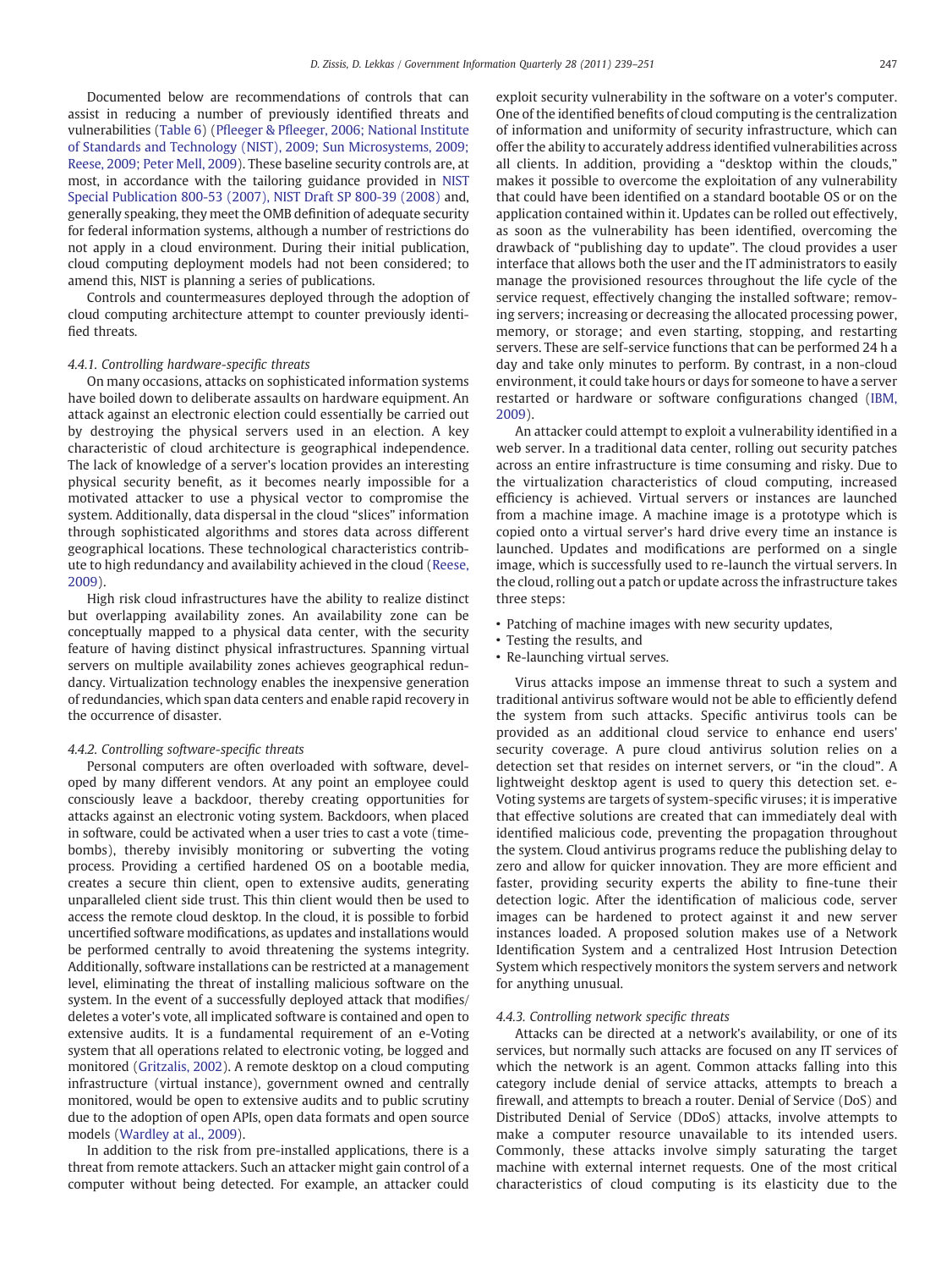Documented below are recommendations of controls that can assist in reducing a number of previously identified threats and vulnerabilities (Table 6) (Pfleeger & Pfleeger, 2006; National Institute of Standards and Technology (NIST), 2009; Sun Microsystems, 2009; Reese, 2009; Peter Mell, 2009). These baseline security controls are, at most, in accordance with the tailoring guidance provided in NIST Special Publication 800-53 (2007), NIST Draft SP 800-39 (2008) and, generally speaking, they meet the OMB definition of adequate security for federal information systems, although a number of restrictions do not apply in a cloud environment. During their initial publication, cloud computing deployment models had not been considered; to amend this, NIST is planning a series of publications.

Controls and countermeasures deployed through the adoption of cloud computing architecture attempt to counter previously identified threats.

#### *4.4.1. Controlling hardware-specific threats*

On many occasions, attacks on sophisticated information systems have boiled down to deliberate assaults on hardware equipment. An attack against an electronic election could essentially be carried out by destroying the physical servers used in an election. A key characteristic of cloud architecture is geographical independence. The lack of knowledge of a server's location provides an interesting physical security benefit, as it becomes nearly impossible for a motivated attacker to use a physical vector to compromise the system. Additionally, data dispersal in the cloud "slices" information through sophisticated algorithms and stores data across different geographical locations. These technological characteristics contribute to high redundancy and availability achieved in the cloud (Reese, 2009).

High risk cloud infrastructures have the ability to realize distinct but overlapping availability zones. An availability zone can be conceptually mapped to a physical data center, with the security feature of having distinct physical infrastructures. Spanning virtual servers on multiple availability zones achieves geographical redundancy. Virtualization technology enables the inexpensive generation of redundancies, which span data centers and enable rapid recovery in the occurrence of disaster.

#### *4.4.2. Controlling software-specific threats*

Personal computers are often overloaded with software, developed by many different vendors. At any point an employee could consciously leave a backdoor, thereby creating opportunities for attacks against an electronic voting system. Backdoors, when placed in software, could be activated when a user tries to cast a vote (timebombs), thereby invisibly monitoring or subverting the voting process. Providing a certified hardened OS on a bootable media, creates a secure thin client, open to extensive audits, generating unparalleled client side trust. This thin client would then be used to access the remote cloud desktop. In the cloud, it is possible to forbid uncertified software modifications, as updates and installations would be performed centrally to avoid threatening the systems integrity. Additionally, software installations can be restricted at a management level, eliminating the threat of installing malicious software on the system. In the event of a successfully deployed attack that modifies/deletes a voter's vote, all implicated software is contained and open to extensive audits. It is a fundamental requirement of an e-Voting system that all operations related to electronic voting, be logged and monitored (Gritzalis, 2002). A remote desktop on a cloud computing infrastructure (virtual instance), government owned and centrally monitored, would be open to extensive audits and to public scrutiny due to the adoption of open APIs, open data formats and open source models (Wardley at al., 2009).

In addition to the risk from pre-installed applications, there is a threat from remote attackers. Such an attacker might gain control of a computer without being detected. For example, an attacker could exploit security vulnerability in the software on a voter's computer. One of the identified benefits of cloud computing is the centralization of information and uniformity of security infrastructure, which can offer the ability to accurately address identified vulnerabilities across all clients. In addition, providing a "desktop within the clouds," makes it possible to overcome the exploitation of any vulnerability that could have been identified on a standard bootable OS or on the application contained within it. Updates can be rolled out effectively, as soon as the vulnerability has been identified, overcoming the drawback of "publishing day to update". The cloud provides a user interface that allows both the user and the IT administrators to easily manage the provisioned resources throughout the life cycle of the service request, effectively changing the installed software; removing servers; increasing or decreasing the allocated processing power, memory, or storage; and even starting, stopping, and restarting servers. These are self-service functions that can be performed 24 h a day and take only minutes to perform. By contrast, in a non-cloud environment, it could take hours or days for someone to have a server restarted or hardware or software configurations changed (IBM, 2009).

An attacker could attempt to exploit a vulnerability identified in a web server. In a traditional data center, rolling out security patches across an entire infrastructure is time consuming and risky. Due to the virtualization characteristics of cloud computing, increased efficiency is achieved. Virtual servers or instances are launched from a machine image. A machine image is a prototype which is copied onto a virtual server's hard drive every time an instance is launched. Updates and modifications are performed on a single image, which is successfully used to re-launch the virtual servers. In the cloud, rolling out a patch or update across the infrastructure takes three steps:

- Patching of machine images with new security updates,
- Testing the results, and
- Re-launching virtual serves.

Virus attacks impose an immense threat to such a system and traditional antivirus software would not be able to efficiently defend the system from such attacks. Specific antivirus tools can be provided as an additional cloud service to enhance end users' security coverage. A pure cloud antivirus solution relies on a detection set that resides on internet servers, or "in the cloud". A lightweight desktop agent is used to query this detection set. e-Voting systems are targets of system-specific viruses; it is imperative that effective solutions are created that can immediately deal with identified malicious code, preventing the propagation throughout the system. Cloud antivirus programs reduce the publishing delay to zero and allow for quicker innovation. They are more efficient and faster, providing security experts the ability to fine-tune their detection logic. After the identification of malicious code, server images can be hardened to protect against it and new server instances loaded. A proposed solution makes use of a Network Identification System and a centralized Host Intrusion Detection System which respectively monitors the system servers and network for anything unusual.

#### *4.4.3. Controlling network specific threats*

Attacks can be directed at a network's availability, or one of its services, but normally such attacks are focused on any IT services of which the network is an agent. Common attacks falling into this category include denial of service attacks, attempts to breach a firewall, and attempts to breach a router. Denial of Service (DoS) and Distributed Denial of Service (DDoS) attacks, involve attempts to make a computer resource unavailable to its intended users. Commonly, these attacks involve simply saturating the target machine with external internet requests. One of the most critical characteristics of cloud computing is its elasticity due to the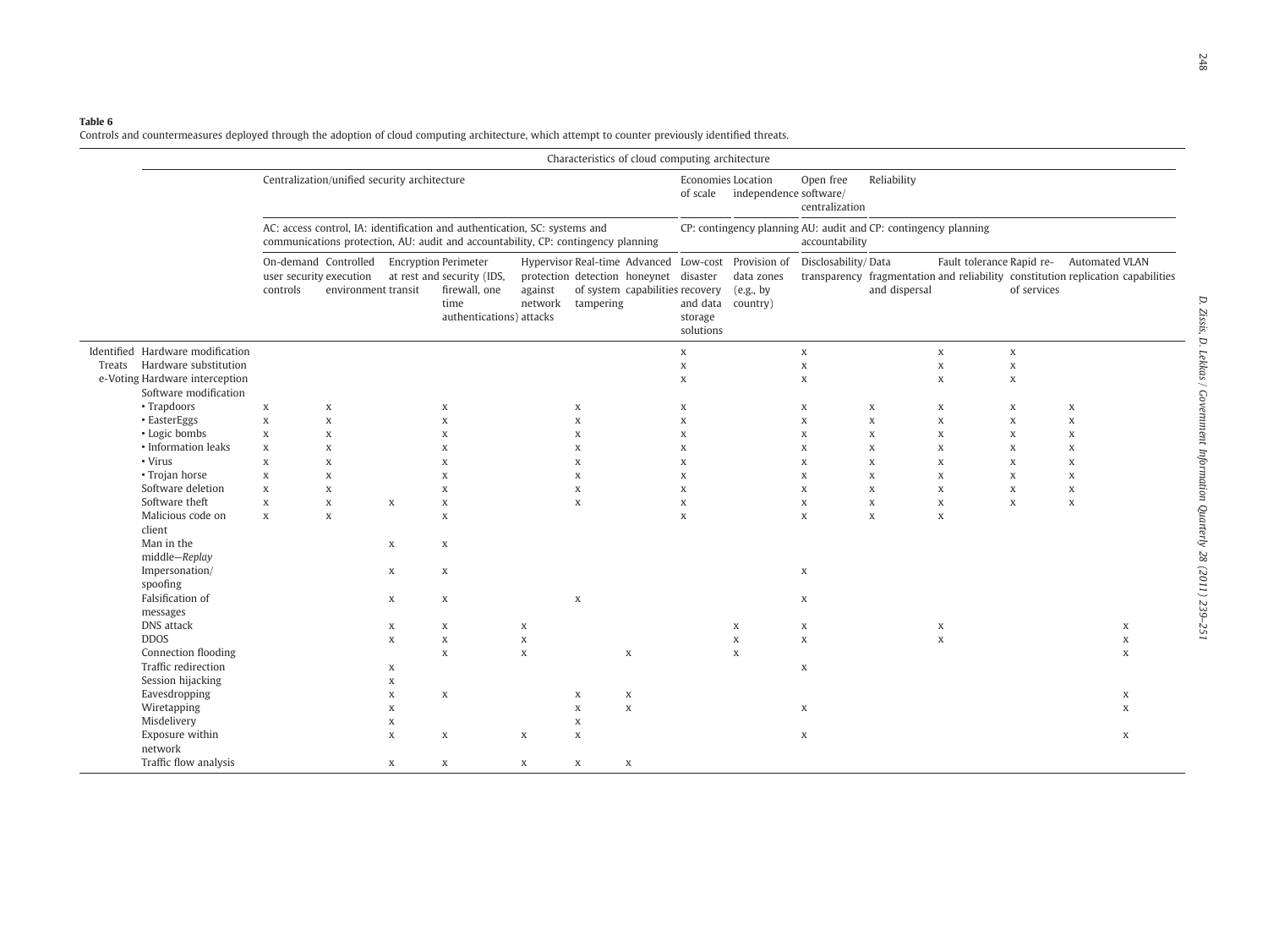**Table 6**
Controls and countermeasures deployed through the adoption of cloud computing architecture, which attempt to counter previously identified threats.

| | | Characteristics of cloud computing architecture | | | | | | | | | | | | | | |
|---|---|---|---|---|---|---|---|---|---|---|---|---|---|---|---|---|
| | | Centralization/unified security architecture | | | | | | | Economies of scale | Location independence | Open free software/ centralization | Reliability | | | | |
| | | AC: access control, IA: identification and authentication, SC: systems and communications protection, AU: audit and accountability, CP: contingency planning | | | | | | | CP: contingency planning | | AU: audit and accountability | CP: contingency planning | | | | |
| | | On-demand user security controls | Controlled execution environment | Encryption at rest and transit | Perimeter security (IDS, firewall, one time authentications) | Hypervisor protection against network attacks | Real-time detection of system tampering | Advanced honeynet capabilities | Low-cost disaster recovery and data storage solutions | Provision of data zones (e.g., by country) | Disclosability/ transparency | Data fragmentation and dispersal | Fault tolerance and reliability | Rapid re-constitution of services | Automated replication | VLAN capabilities |
| Identified Treats e-Voting | Hardware modification | | | | | | | | x | | x | | x | x | | |
| | Hardware substitution | | | | | | | | x | | x | | x | x | | |
| | Hardware interception | | | | | | | | x | | x | | x | x | | |
| | Software modification | | | | | | | | | | | | | | | |
| | • Trapdoors | x | x | | x | | x | | x | | x | x | x | x | x | |
| | • EasterEggs | x | x | | x | | x | | x | | x | x | x | x | x | |
| | • Logic bombs | x | x | | x | | x | | x | | x | x | x | x | x | |
| | • Information leaks | x | x | | x | | x | | x | | x | x | x | x | x | |
| | • Virus | x | x | | x | | x | | x | | x | x | x | x | x | |
| | • Trojan horse | x | x | | x | | x | | x | | x | x | x | x | x | |
| | Software deletion | x | x | | x | | x | | x | | x | x | x | x | x | |
| | Software theft | x | x | x | x | | x | | x | | x | x | x | x | x | |
| | Malicious code on client | x | x | | x | | | | x | | x | x | x | | | |
| | Man in the middle—*Replay* | | | x | x | | | | | | | | | | | |
| | Impersonation/ spoofing | | | x | x | | | | | | x | | | | | |
| | Falsification of messages | | | x | x | | x | | | | x | | | | | |
| | DNS attack | | | x | x | x | | | | x | x | | x | | | x |
| | DDOS | | | x | x | x | | | | x | x | | x | | | x |
| | Connection flooding | | | | x | x | | x | | x | | | | | | x |
| | Traffic redirection | | | x | | | | | | | x | | | | | |
| | Session hijacking | | | x | | | | | | | | | | | | |
| | Eavesdropping | | | x | x | | x | x | | | | | | | | x |
| | Wiretapping | | | x | | | x | x | | | x | | | | | x |
| | Misdelivery | | | x | | | x | | | | | | | | | |
| | Exposure within network | | | x | x | x | x | | | | x | | | | | x |
| | Traffic flow analysis | | | x | x | x | x | x | | | | | | | | |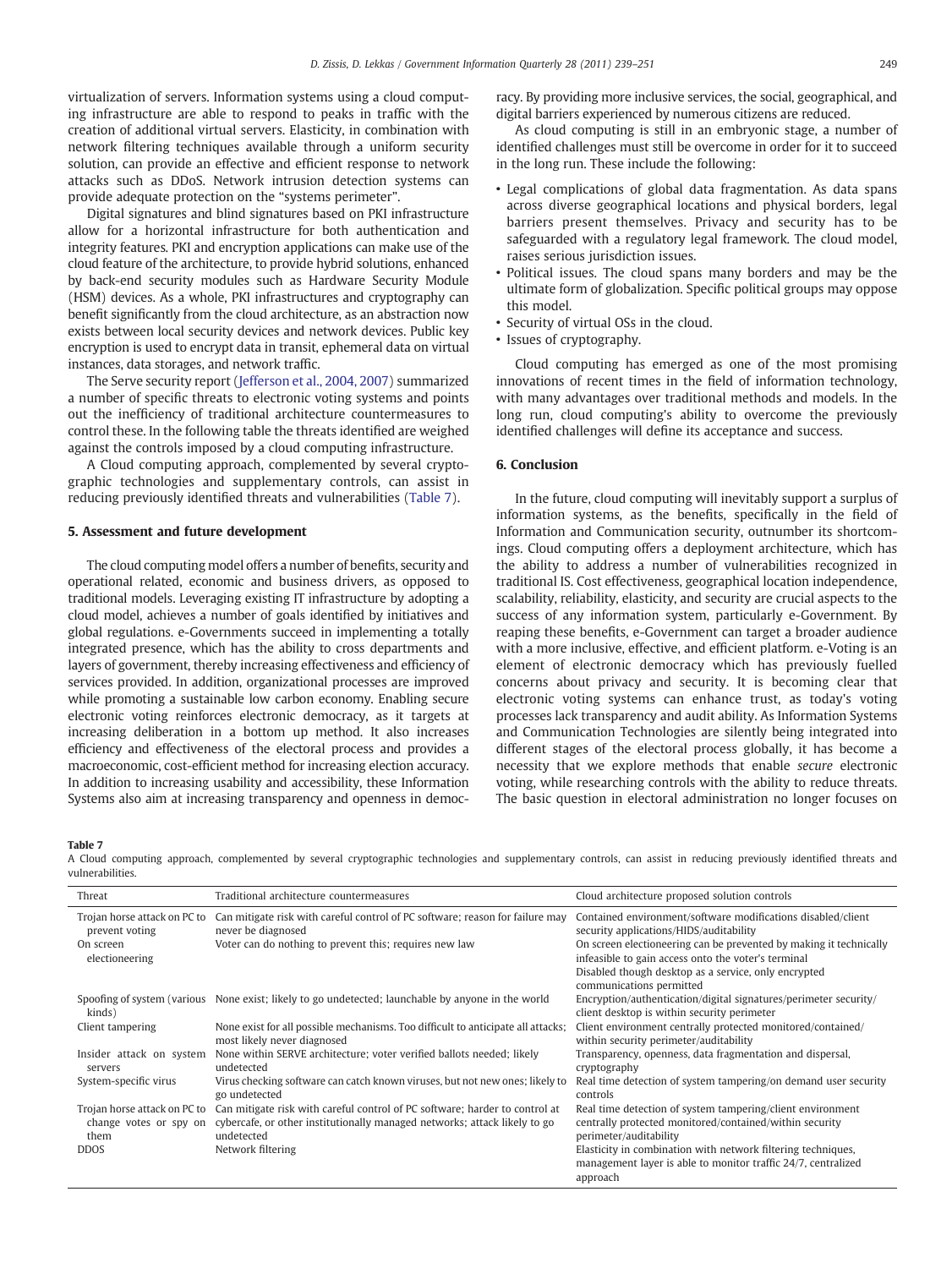virtualization of servers. Information systems using a cloud computing infrastructure are able to respond to peaks in traffic with the creation of additional virtual servers. Elasticity, in combination with network filtering techniques available through a uniform security solution, can provide an effective and efficient response to network attacks such as DDoS. Network intrusion detection systems can provide adequate protection on the "systems perimeter".

Digital signatures and blind signatures based on PKI infrastructure allow for a horizontal infrastructure for both authentication and integrity features. PKI and encryption applications can make use of the cloud feature of the architecture, to provide hybrid solutions, enhanced by back-end security modules such as Hardware Security Module (HSM) devices. As a whole, PKI infrastructures and cryptography can benefit significantly from the cloud architecture, as an abstraction now exists between local security devices and network devices. Public key encryption is used to encrypt data in transit, ephemeral data on virtual instances, data storages, and network traffic.

The Serve security report (Jefferson et al., 2004, 2007) summarized a number of specific threats to electronic voting systems and points out the inefficiency of traditional architecture countermeasures to control these. In the following table the threats identified are weighed against the controls imposed by a cloud computing infrastructure.

A Cloud computing approach, complemented by several cryptographic technologies and supplementary controls, can assist in reducing previously identified threats and vulnerabilities (Table 7).

## 5. Assessment and future development

The cloud computing model offers a number of benefits, security and operational related, economic and business drivers, as opposed to traditional models. Leveraging existing IT infrastructure by adopting a cloud model, achieves a number of goals identified by initiatives and global regulations. e-Governments succeed in implementing a totally integrated presence, which has the ability to cross departments and layers of government, thereby increasing effectiveness and efficiency of services provided. In addition, organizational processes are improved while promoting a sustainable low carbon economy. Enabling secure electronic voting reinforces electronic democracy, as it targets at increasing deliberation in a bottom up method. It also increases efficiency and effectiveness of the electoral process and provides a macroeconomic, cost-efficient method for increasing election accuracy. In addition to increasing usability and accessibility, these Information Systems also aim at increasing transparency and openness in democracy. By providing more inclusive services, the social, geographical, and digital barriers experienced by numerous citizens are reduced.

As cloud computing is still in an embryonic stage, a number of identified challenges must still be overcome in order for it to succeed in the long run. These include the following:

- Legal complications of global data fragmentation. As data spans across diverse geographical locations and physical borders, legal barriers present themselves. Privacy and security has to be safeguarded with a regulatory legal framework. The cloud model, raises serious jurisdiction issues.
- Political issues. The cloud spans many borders and may be the ultimate form of globalization. Specific political groups may oppose this model.
- Security of virtual OSs in the cloud.
- Issues of cryptography.

Cloud computing has emerged as one of the most promising innovations of recent times in the field of information technology, with many advantages over traditional methods and models. In the long run, cloud computing's ability to overcome the previously identified challenges will define its acceptance and success.

## 6. Conclusion

In the future, cloud computing will inevitably support a surplus of information systems, as the benefits, specifically in the field of Information and Communication security, outnumber its shortcomings. Cloud computing offers a deployment architecture, which has the ability to address a number of vulnerabilities recognized in traditional IS. Cost effectiveness, geographical location independence, scalability, reliability, elasticity, and security are crucial aspects to the success of any information system, particularly e-Government. By reaping these benefits, e-Government can target a broader audience with a more inclusive, effective, and efficient platform. e-Voting is an element of electronic democracy which has previously fuelled concerns about privacy and security. It is becoming clear that electronic voting systems can enhance trust, as today's voting processes lack transparency and audit ability. As Information Systems and Communication Technologies are silently being integrated into different stages of the electoral process globally, it has become a necessity that we explore methods that enable *secure* electronic voting, while researching controls with the ability to reduce threats. The basic question in electoral administration no longer focuses on

**Table 7**
A Cloud computing approach, complemented by several cryptographic technologies and supplementary controls, can assist in reducing previously identified threats and vulnerabilities.

| Threat | Traditional architecture countermeasures | Cloud architecture proposed solution controls |
|---|---|---|
| Trojan horse attack on PC to prevent voting | Can mitigate risk with careful control of PC software; reason for failure may never be diagnosed | Contained environment/software modifications disabled/client security applications/HIDS/auditability |
| On screen electioneering | Voter can do nothing to prevent this; requires new law | On screen electioneering can be prevented by making it technically infeasible to gain access onto the voter's terminal<br>Disabled though desktop as a service, only encrypted communications permitted |
| Spoofing of system (various kinds) | None exist; likely to go undetected; launchable by anyone in the world | Encryption/authentication/digital signatures/perimeter security/client desktop is within security perimeter |
| Client tampering | None exist for all possible mechanisms. Too difficult to anticipate all attacks; most likely never diagnosed | Client environment centrally protected monitored/contained/within security perimeter/auditability |
| Insider attack on system servers | None within SERVE architecture; voter verified ballots needed; likely undetected | Transparency, openness, data fragmentation and dispersal, cryptography |
| System-specific virus | Virus checking software can catch known viruses, but not new ones; likely to go undetected | Real time detection of system tampering/on demand user security controls |
| Trojan horse attack on PC to change votes or spy on them | Can mitigate risk with careful control of PC software; harder to control at cybercafe, or other institutionally managed networks; attack likely to go undetected | Real time detection of system tampering/client environment centrally protected monitored/contained/within security perimeter/auditability |
| DDOS | Network filtering | Elasticity in combination with network filtering techniques, management layer is able to monitor traffic 24/7, centralized approach |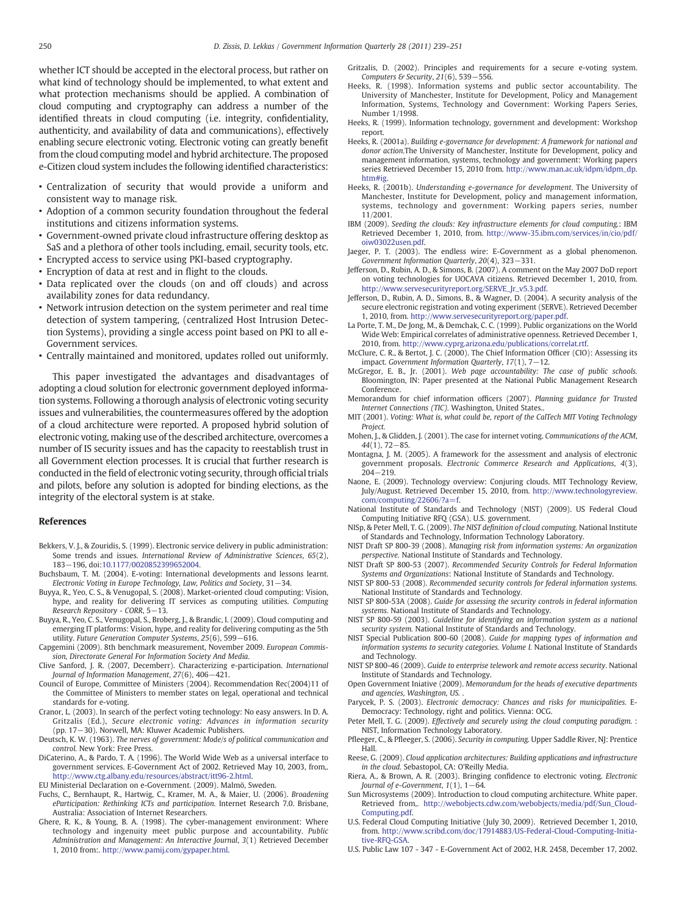whether ICT should be accepted in the electoral process, but rather on what kind of technology should be implemented, to what extent and what protection mechanisms should be applied. A combination of cloud computing and cryptography can address a number of the identified threats in cloud computing (i.e. integrity, confidentiality, authenticity, and availability of data and communications), effectively enabling secure electronic voting. Electronic voting can greatly benefit from the cloud computing model and hybrid architecture. The proposed e-Citizen cloud system includes the following identified characteristics:

- Centralization of security that would provide a uniform and consistent way to manage risk.
- Adoption of a common security foundation throughout the federal institutions and citizens information systems.
- Government-owned private cloud infrastructure offering desktop as SaS and a plethora of other tools including, email, security tools, etc.
- Encrypted access to service using PKI-based cryptography.
- Encryption of data at rest and in flight to the clouds.
- Data replicated over the clouds (on and off clouds) and across availability zones for data redundancy.
- Network intrusion detection on the system perimeter and real time detection of system tampering, (centralized Host Intrusion Detection Systems), providing a single access point based on PKI to all e-Government services.
- Centrally maintained and monitored, updates rolled out uniformly.

This paper investigated the advantages and disadvantages of adopting a cloud solution for electronic government deployed information systems. Following a thorough analysis of electronic voting security issues and vulnerabilities, the countermeasures offered by the adoption of a cloud architecture were reported. A proposed hybrid solution of electronic voting, making use of the described architecture, overcomes a number of IS security issues and has the capacity to reestablish trust in all Government election processes. It is crucial that further research is conducted in the field of electronic voting security, through official trials and pilots, before any solution is adopted for binding elections, as the integrity of the electoral system is at stake.

## References

Bekkers, V. J., & Zouridis, S. (1999). Electronic service delivery in public administration: Some trends and issues. *International Review of Administrative Sciences*, *65*(2), 183—196, doi:10.1177/0020852399652004.

Buchsbaum, T. M. (2004). E-voting: International developments and lessons learnt. *Electronic Voting in Europe Technology, Law, Politics and Society*, 31—34.

Buyya, R., Yeo, C. S., & Venugopal, S. (2008). Market-oriented cloud computing: Vision, hype, and reality for delivering IT services as computing utilities. *Computing Research Repository - CORR*, 5—13.

Buyya, R., Yeo, C. S., Venugopal, S., Broberg, J., & Brandic, I. (2009). Cloud computing and emerging IT platforms: Vision, hype, and reality for delivering computing as the 5th utility. *Future Generation Computer Systems*, *25*(6), 599—616.

Capgemini (2009). 8th benchmark measurement, November 2009. *European Commission, Directorate General For Information Society And Media*.

Clive Sanford, J. R. (2007, Decemberr). Characterizing e-participation. *International Journal of Information Management*, *27*(6), 406—421.

Council of Europe, Committee of Ministers (2004). Recommendation Rec(2004)11 of the Committee of Ministers to member states on legal, operational and technical standards for e-voting.

Cranor, L. (2003). In search of the perfect voting technology: No easy answers. In D. A. Gritzalis (Ed.), *Secure electronic voting: Advances in information security* (pp. 17—30). Norwell, MA: Kluwer Academic Publishers.

Deutsch, K. W. (1963). *The nerves of government: Mode/s of political communication and control.* New York: Free Press.

DiCaterino, A., & Pardo, T. A. (1996). The World Wide Web as a universal interface to government services. E-Government Act of 2002. Retrieved May 10, 2003, from,. http://www.ctg.albany.edu/resources/abstract/itt96-2.html.

EU Ministerial Declaration on e-Government. (2009). Malmö, Sweden.

Fuchs, C., Bernhaupt, R., Hartwig, C., Kramer, M. A., & Maier, U. (2006). *Broadening eParticipation: Rethinking ICTs and participation.* Internet Research 7.0. Brisbane, Australia: Association of Internet Researchers.

Ghere, R. K., & Young, B. A. (1998). The cyber-management environment: Where technology and ingenuity meet public purpose and accountability. *Public Administration and Management: An Interactive Journal*, *3*(1) Retrieved December 1, 2010 from:. http://www.pamij.com/gypaper.html.

Gritzalis, D. (2002). Principles and requirements for a secure e-voting system. *Computers & Security*, *21*(6), 539—556.

Heeks, R. (1998). Information systems and public sector accountability. The University of Manchester, Institute for Development, Policy and Management Information, Systems, Technology and Government: Working Papers Series, Number 1/1998.

Heeks, R. (1999). Information technology, government and development: Workshop report.

Heeks, R. (2001a). *Building e-governance for development: A framework for national and donor action.*The University of Manchester, Institute for Development, policy and management information, systems, technology and government: Working papers series Retrieved December 15, 2010 from. http://www.man.ac.uk/idpm/idpm_dp.htm#ig.

Heeks, R. (2001b). *Understanding e-governance for development.* The University of Manchester, Institute for Development, policy and management information, systems, technology and government: Working papers series, number 11/2001.

IBM (2009). *Seeding the clouds: Key infrastructure elements for cloud computing.*: IBM Retrieved December 1, 2010, from. http://www-35.ibm.com/services/in/cio/pdf/oiw03022usen.pdf.

Jaeger, P. T. (2003). The endless wire: E-Government as a global phenomenon. *Government Information Quarterly*, *20*(4), 323—331.

Jefferson, D., Rubin, A. D., & Simons, B. (2007). A comment on the May 2007 DoD report on voting technologies for UOCAVA citizens. Retrieved December 1, 2010, from. http://www.servesecurityreport.org/SERVE_Jr_v5.3.pdf.

Jefferson, D., Rubin, A. D., Simons, B., & Wagner, D. (2004). A security analysis of the secure electronic registration and voting experiment (SERVE). Retrieved December 1, 2010, from. http://www.servesecurityreport.org/paper.pdf.

La Porte, T. M., De Jong, M., & Demchak, C. C. (1999). Public organizations on the World Wide Web: Empirical correlates of administrative openness. Retrieved December 1, 2010, from. http://www.cyprg.arizona.edu/publications/correlat.rtf.

McClure, C. R., & Bertot, J. C. (2000). The Chief Information Officer (CIO): Assessing its impact. *Government Information Quarterly*, *17*(1), 7—12.

McGregor, E. B., Jr. (2001). *Web page accountability: The case of public schools.* Bloomington, IN: Paper presented at the National Public Management Research Conference.

Memorandum for chief information officers (2007). *Planning guidance for Trusted Internet Connections (TIC).* Washington, United States..

MIT (2001). *Voting: What is, what could be, report of the CalTech MIT Voting Technology Project.*

Mohen, J., & Glidden, J. (2001). The case for internet voting. *Communications of the ACM*, *44*(1), 72—85.

Montagna, J. M. (2005). A framework for the assessment and analysis of electronic government proposals. *Electronic Commerce Research and Applications*, *4*(3), 204—219.

Naone, E. (2009). Technology overview: Conjuring clouds. MIT Technology Review, July/August. Retrieved December 15, 2010, from. http://www.technologyreview.com/computing/22606/?a=f.

National Institute of Standards and Technology (NIST) (2009). US Federal Cloud Computing Initiative RFQ (GSA). U.S. government.

NISp, & Peter Mell, T. G. (2009). *The NIST definition of cloud computing.* National Institute of Standards and Technology, Information Technology Laboratory.

NIST Draft SP 800-39 (2008). *Managing risk from information systems: An organization perspective.* National Institute of Standards and Technology.

NIST Draft SP 800-53 (2007). *Recommended Security Controls for Federal Information Systems and Organizations*: National Institute of Standards and Technology.

NIST SP 800-53 (2008). *Recommended security controls for federal information systems.* National Institute of Standards and Technology.

NIST SP 800-53A (2008). *Guide for assessing the security controls in federal information systems.* National Institute of Standards and Technology.

NIST SP 800-59 (2003). *Guideline for identifying an information system as a national security system.* National Institute of Standards and Technology.

NIST Special Publication 800-60 (2008). *Guide for mapping types of information and information systems to security categories. Volume I.* National Institute of Standards and Technology.

NIST SP 800-46 (2009). *Guide to enterprise telework and remote access security*. National Institute of Standards and Technology.

Open Government Iniative (2009). *Memorandum for the heads of executive departments and agencies, Washington, US.* .

Parycek, P. S. (2003). *Electronic democracy: Chances and risks for municipalities.* E-Democracy: Technology, right and politics. Vienna: OCG.

Peter Mell, T. G. (2009). *Effectively and securely using the cloud computing paradigm.* : NIST, Information Technology Laboratory.

Pfleeger, C., & Pfleeger, S. (2006). *Security in computing.* Upper Saddle River, NJ: Prentice Hall.

Reese, G. (2009). *Cloud application architectures: Building applications and infrastructure in the cloud.* Sebastopol, CA: O'Reilly Media.

Riera, A., & Brown, A. R. (2003). Bringing confidence to electronic voting. *Electronic Journal of e-Government*, *1*(1), 1—64.

Sun Microsystems (2009). Introduction to cloud computing architecture. White paper. Retrieved from,. http://webobjects.cdw.com/webobjects/media/pdf/Sun_Cloud-Computing.pdf.

U.S. Federal Cloud Computing Initiative (July 30, 2009). Retrieved December 1, 2010, from. http://www.scribd.com/doc/17914883/US-Federal-Cloud-Computing-Initiative-RFQ-GSA.

U.S. Public Law 107 - 347 - E-Government Act of 2002, H.R. 2458, December 17, 2002.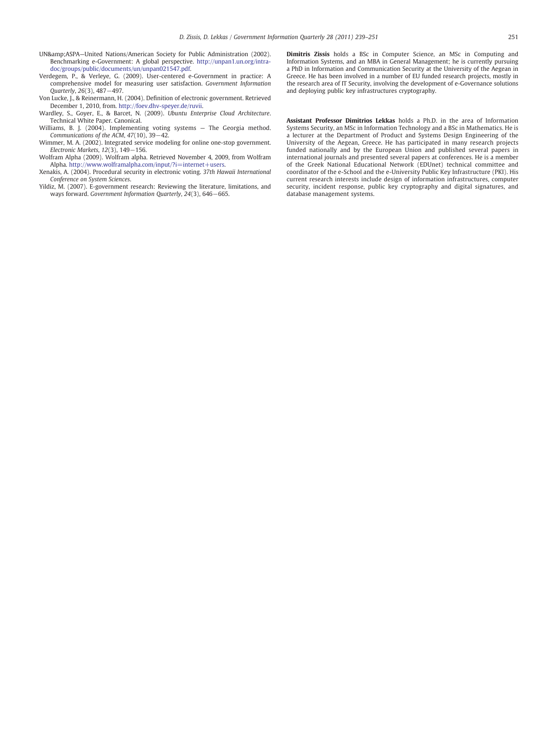UN&amp;ASPA—United Nations/American Society for Public Administration (2002). Benchmarking e-Government: A global perspective. http://unpan1.un.org/intra-doc/groups/public/documents/un/unpan021547.pdf.

Verdegem, P., & Verleye, G. (2009). User-centered e-Government in practice: A comprehensive model for measuring user satisfaction. *Government Information Quarterly*, *26*(3), 487—497.

Von Lucke, J., & Reinermann, H. (2004). Definition of electronic government. Retrieved December 1, 2010, from. http://foev.dhv-speyer.de/ruvii.

Wardley, S., Goyer, E., & Barcet, N. (2009). *Ubuntu Enterprise Cloud Architecture*. Technical White Paper. Canonical.

Williams, B. J. (2004). Implementing voting systems — The Georgia method. *Communications of the ACM*, *47*(10), 39—42.

Wimmer, M. A. (2002). Integrated service modeling for online one-stop government. *Electronic Markets*, *12*(3), 149—156.

Wolfram Alpha (2009). Wolfram alpha. Retrieved November 4, 2009, from Wolfram Alpha. http://www.wolframalpha.com/input/?i=internet+users.

Xenakis, A. (2004). Procedural security in electronic voting. *37th Hawaii International Conference on System Sciences*.

Yildiz, M. (2007). E-government research: Reviewing the literature, limitations, and ways forward. *Government Information Quarterly*, *24*(3), 646—665.

**Dimitris Zissis** holds a BSc in Computer Science, an MSc in Computing and Information Systems, and an MBA in General Management; he is currently pursuing a PhD in Information and Communication Security at the University of the Aegean in Greece. He has been involved in a number of EU funded research projects, mostly in the research area of IT Security, involving the development of e-Governance solutions and deploying public key infrastructures cryptography.

**Assistant Professor Dimitrios Lekkas** holds a Ph.D. in the area of Information Systems Security, an MSc in Information Technology and a BSc in Mathematics. He is a lecturer at the Department of Product and Systems Design Engineering of the University of the Aegean, Greece. He has participated in many research projects funded nationally and by the European Union and published several papers in international journals and presented several papers at conferences. He is a member of the Greek National Educational Network (EDUnet) technical committee and coordinator of the e-School and the e-University Public Key Infrastructure (PKI). His current research interests include design of information infrastructures, computer security, incident response, public key cryptography and digital signatures, and database management systems.